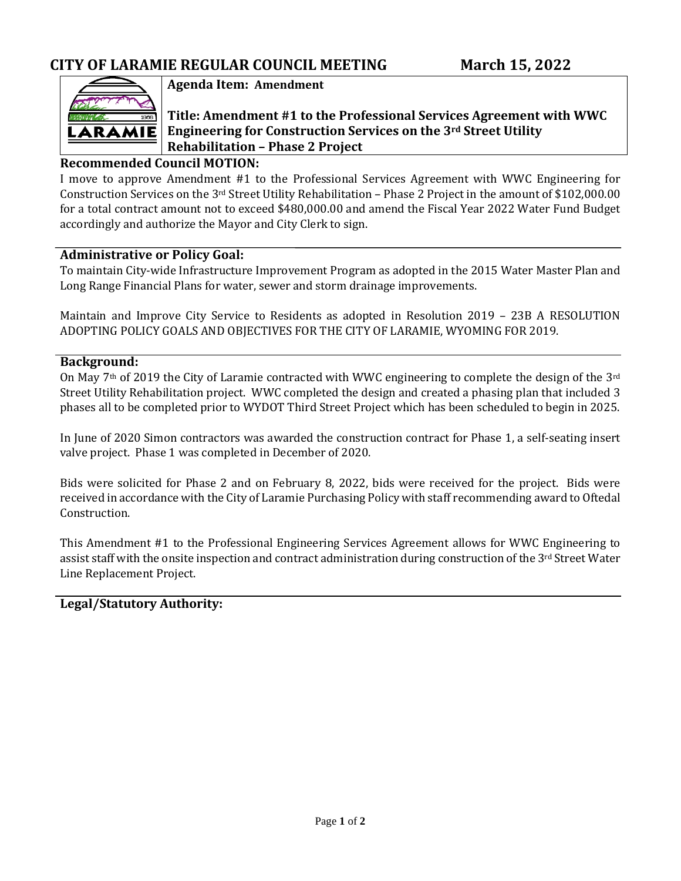# CITY OF LARAMIE REGULAR COUNCIL MEETING March 15, 2022

**Agenda Item: Amendment**

**Title: Amendment #1 to the Professional Services Agreement with WWC Engineering for Construction Services on the 3rd Street Utility Rehabilitation – Phase 2 Project**

## Recommended Council MOTION:

I move to approve Amendment #1 to the Professional Services Agreement with WWC Engineering for Construction Services on the 3rd Street Utility Rehabilitation – Phase 2 Project in the amount of $102,000.00 for a total contract amount not to exceed $480,000.00 and amend the Fiscal Year 2022 Water Fund Budget accordingly and authorize the Mayor and City Clerk to sign.

## Administrative or Policy Goal:

To maintain City-wide Infrastructure Improvement Program as adopted in the 2015 Water Master Plan and Long Range Financial Plans for water, sewer and storm drainage improvements.

Maintain and Improve City Service to Residents as adopted in Resolution 2019 – 23B A RESOLUTION ADOPTING POLICY GOALS AND OBJECTIVES FOR THE CITY OF LARAMIE, WYOMING FOR 2019.

## Background:

On May 7th of 2019 the City of Laramie contracted with WWC engineering to complete the design of the 3rd Street Utility Rehabilitation project. WWC completed the design and created a phasing plan that included 3 phases all to be completed prior to WYDOT Third Street Project which has been scheduled to begin in 2025.

In June of 2020 Simon contractors was awarded the construction contract for Phase 1, a self-seating insert valve project. Phase 1 was completed in December of 2020.

Bids were solicited for Phase 2 and on February 8, 2022, bids were received for the project. Bids were received in accordance with the City of Laramie Purchasing Policy with staff recommending award to Oftedal Construction.

This Amendment #1 to the Professional Engineering Services Agreement allows for WWC Engineering to assist staff with the onsite inspection and contract administration during construction of the 3rd Street Water Line Replacement Project.

## Legal/Statutory Authority: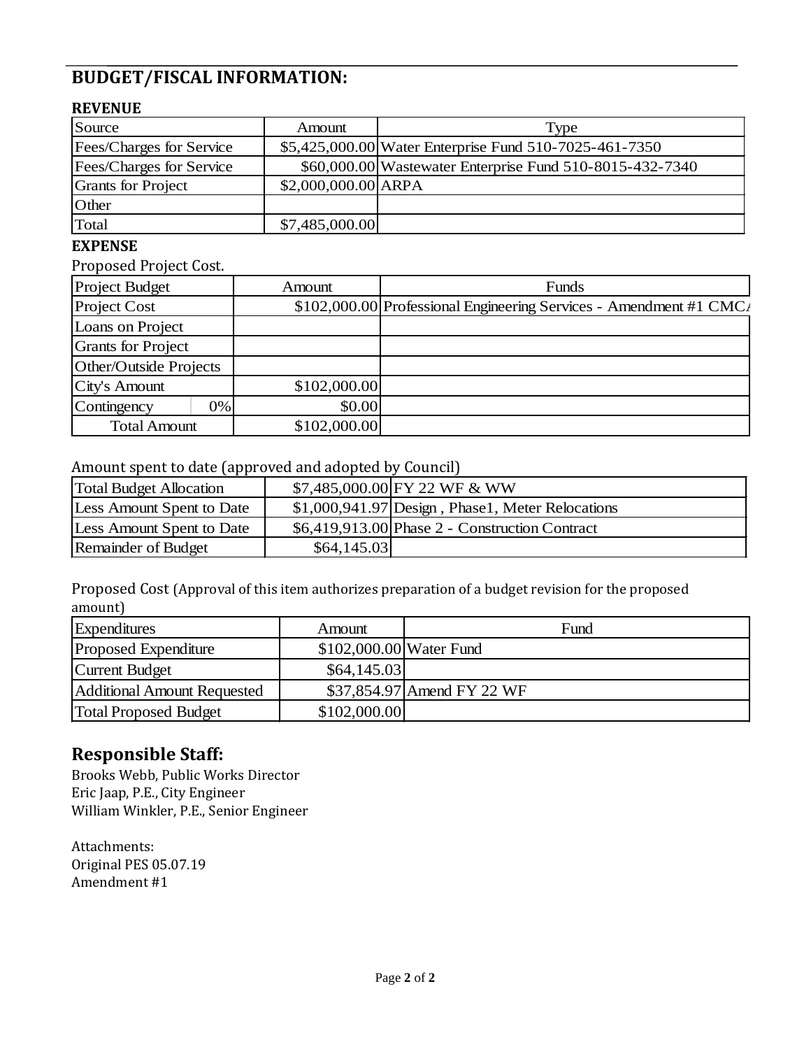## BUDGET/FISCAL INFORMATION:

**REVENUE**

| Source | Amount | Type |
|---|---|---|
| Fees/Charges for Service | $5,425,000.00 | Water Enterprise Fund 510-7025-461-7350 |
| Fees/Charges for Service | $60,000.00 | Wastewater Enterprise Fund 510-8015-432-7340 |
| Grants for Project | $2,000,000.00 | ARPA |
| Other | | |
| Total | $7,485,000.00 | |

**EXPENSE**

Proposed Project Cost.

| Project Budget | | Amount | Funds |
|---|---|---|---|
| Project Cost | | $102,000.00 | Professional Engineering Services - Amendment #1 CMCA |
| Loans on Project | | | |
| Grants for Project | | | |
| Other/Outside Projects | | | |
| City's Amount | | $102,000.00 | |
| Contingency | 0% | $0.00 | |
| Total Amount | | $102,000.00 | |

Amount spent to date (approved and adopted by Council)

| | | |
|---|---|---|
| Total Budget Allocation | $7,485,000.00 | FY 22 WF & WW |
| Less Amount Spent to Date | $1,000,941.97 | Design , Phase1, Meter Relocations |
| Less Amount Spent to Date | $6,419,913.00 | Phase 2 - Construction Contract |
| Remainder of Budget | $64,145.03 | |

Proposed Cost (Approval of this item authorizes preparation of a budget revision for the proposed amount)

| Expenditures | Amount | Fund |
|---|---|---|
| Proposed Expenditure | $102,000.00 | Water Fund |
| Current Budget | $64,145.03 | |
| Additional Amount Requested | $37,854.97 | Amend FY 22 WF |
| Total Proposed Budget | $102,000.00 | |

## Responsible Staff:

Brooks Webb, Public Works Director
Eric Jaap, P.E., City Engineer
William Winkler, P.E., Senior Engineer

Attachments:
Original PES 05.07.19
Amendment #1